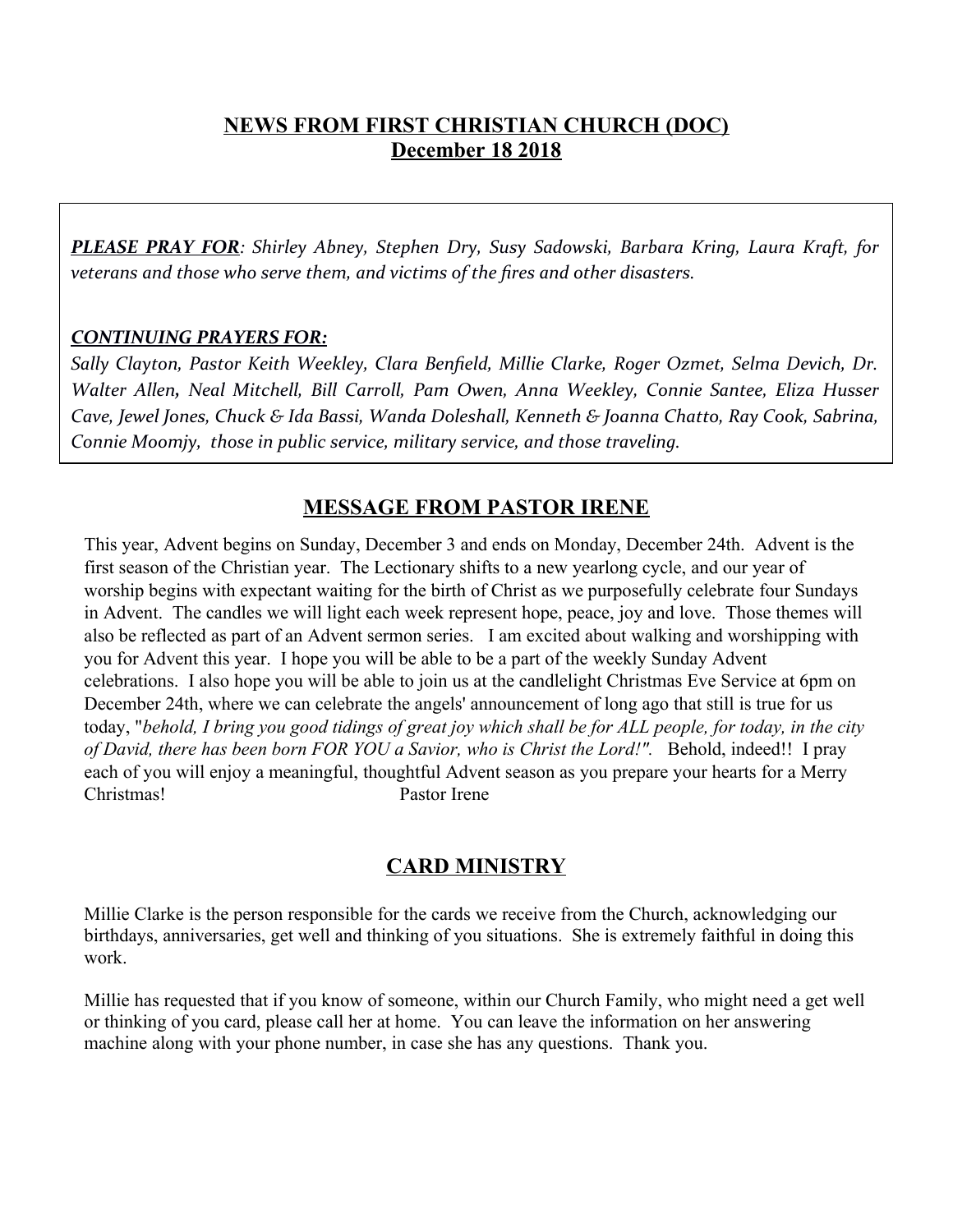# NEWS FROM FIRST CHRISTIAN CHURCH (DOC)
## December 18 2018

***PLEASE PRAY FOR****: Shirley Abney, Stephen Dry, Susy Sadowski, Barbara Kring, Laura Kraft, for veterans and those who serve them, and victims of the fires and other disasters.*

***CONTINUING PRAYERS FOR:***
*Sally Clayton, Pastor Keith Weekley, Clara Benfield, Millie Clarke, Roger Ozmet, Selma Devich, Dr. Walter Allen, Neal Mitchell, Bill Carroll, Pam Owen, Anna Weekley, Connie Santee, Eliza Husser Cave, Jewel Jones, Chuck & Ida Bassi, Wanda Doleshall, Kenneth & Joanna Chatto, Ray Cook, Sabrina, Connie Moomjy, those in public service, military service, and those traveling.*

## MESSAGE FROM PASTOR IRENE

This year, Advent begins on Sunday, December 3 and ends on Monday, December 24th. Advent is the first season of the Christian year. The Lectionary shifts to a new yearlong cycle, and our year of worship begins with expectant waiting for the birth of Christ as we purposefully celebrate four Sundays in Advent. The candles we will light each week represent hope, peace, joy and love. Those themes will also be reflected as part of an Advent sermon series. I am excited about walking and worshipping with you for Advent this year. I hope you will be able to be a part of the weekly Sunday Advent celebrations. I also hope you will be able to join us at the candlelight Christmas Eve Service at 6pm on December 24th, where we can celebrate the angels' announcement of long ago that still is true for us today, "*behold, I bring you good tidings of great joy which shall be for ALL people, for today, in the city of David, there has been born FOR YOU a Savior, who is Christ the Lord!".* Behold, indeed!! I pray each of you will enjoy a meaningful, thoughtful Advent season as you prepare your hearts for a Merry Christmas! Pastor Irene

## CARD MINISTRY

Millie Clarke is the person responsible for the cards we receive from the Church, acknowledging our birthdays, anniversaries, get well and thinking of you situations. She is extremely faithful in doing this work.

Millie has requested that if you know of someone, within our Church Family, who might need a get well or thinking of you card, please call her at home. You can leave the information on her answering machine along with your phone number, in case she has any questions. Thank you.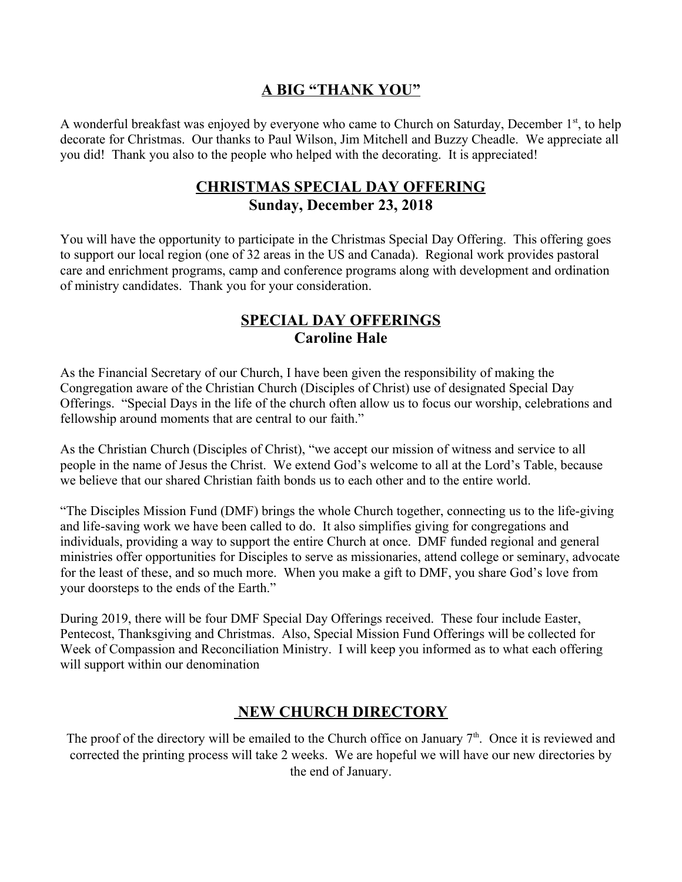## A BIG "THANK YOU"

A wonderful breakfast was enjoyed by everyone who came to Church on Saturday, December 1st, to help decorate for Christmas. Our thanks to Paul Wilson, Jim Mitchell and Buzzy Cheadle. We appreciate all you did! Thank you also to the people who helped with the decorating. It is appreciated!

## CHRISTMAS SPECIAL DAY OFFERING
### Sunday, December 23, 2018

You will have the opportunity to participate in the Christmas Special Day Offering. This offering goes to support our local region (one of 32 areas in the US and Canada). Regional work provides pastoral care and enrichment programs, camp and conference programs along with development and ordination of ministry candidates. Thank you for your consideration.

## SPECIAL DAY OFFERINGS
### Caroline Hale

As the Financial Secretary of our Church, I have been given the responsibility of making the Congregation aware of the Christian Church (Disciples of Christ) use of designated Special Day Offerings. "Special Days in the life of the church often allow us to focus our worship, celebrations and fellowship around moments that are central to our faith."

As the Christian Church (Disciples of Christ), "we accept our mission of witness and service to all people in the name of Jesus the Christ. We extend God's welcome to all at the Lord's Table, because we believe that our shared Christian faith bonds us to each other and to the entire world.

"The Disciples Mission Fund (DMF) brings the whole Church together, connecting us to the life-giving and life-saving work we have been called to do. It also simplifies giving for congregations and individuals, providing a way to support the entire Church at once. DMF funded regional and general ministries offer opportunities for Disciples to serve as missionaries, attend college or seminary, advocate for the least of these, and so much more. When you make a gift to DMF, you share God's love from your doorsteps to the ends of the Earth."

During 2019, there will be four DMF Special Day Offerings received. These four include Easter, Pentecost, Thanksgiving and Christmas. Also, Special Mission Fund Offerings will be collected for Week of Compassion and Reconciliation Ministry. I will keep you informed as to what each offering will support within our denomination

## NEW CHURCH DIRECTORY

The proof of the directory will be emailed to the Church office on January 7th. Once it is reviewed and corrected the printing process will take 2 weeks. We are hopeful we will have our new directories by the end of January.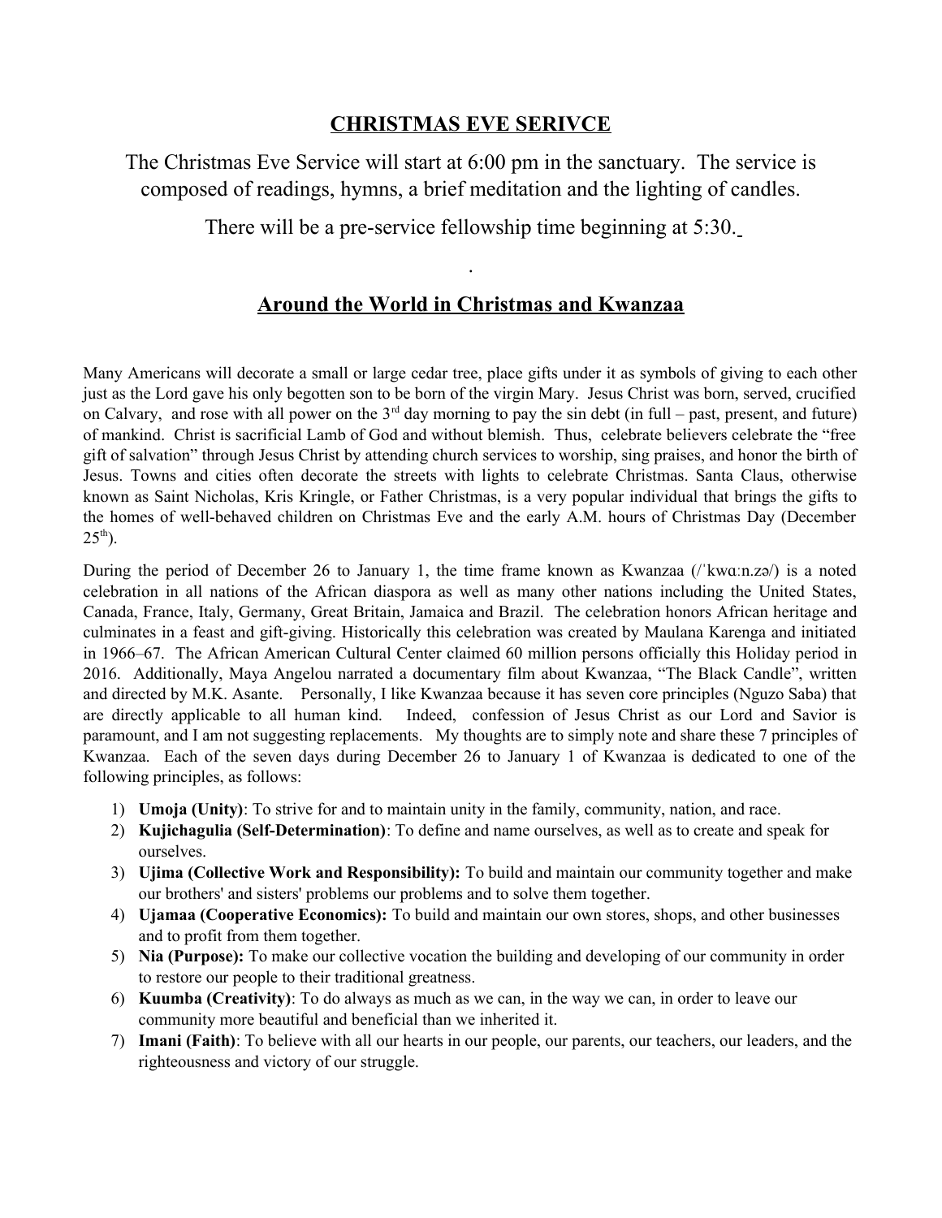## CHRISTMAS EVE SERIVCE

The Christmas Eve Service will start at 6:00 pm in the sanctuary. The service is composed of readings, hymns, a brief meditation and the lighting of candles.

There will be a pre-service fellowship time beginning at 5:30.

.

## Around the World in Christmas and Kwanzaa

Many Americans will decorate a small or large cedar tree, place gifts under it as symbols of giving to each other just as the Lord gave his only begotten son to be born of the virgin Mary. Jesus Christ was born, served, crucified on Calvary, and rose with all power on the 3rd day morning to pay the sin debt (in full – past, present, and future) of mankind. Christ is sacrificial Lamb of God and without blemish. Thus, celebrate believers celebrate the "free gift of salvation" through Jesus Christ by attending church services to worship, sing praises, and honor the birth of Jesus. Towns and cities often decorate the streets with lights to celebrate Christmas. Santa Claus, otherwise known as Saint Nicholas, Kris Kringle, or Father Christmas, is a very popular individual that brings the gifts to the homes of well-behaved children on Christmas Eve and the early A.M. hours of Christmas Day (December 25th).

During the period of December 26 to January 1, the time frame known as Kwanzaa (/ˈkwɑːn.zə/) is a noted celebration in all nations of the African diaspora as well as many other nations including the United States, Canada, France, Italy, Germany, Great Britain, Jamaica and Brazil. The celebration honors African heritage and culminates in a feast and gift-giving. Historically this celebration was created by Maulana Karenga and initiated in 1966–67. The African American Cultural Center claimed 60 million persons officially this Holiday period in 2016. Additionally, Maya Angelou narrated a documentary film about Kwanzaa, "The Black Candle", written and directed by M.K. Asante. Personally, I like Kwanzaa because it has seven core principles (Nguzo Saba) that are directly applicable to all human kind. Indeed, confession of Jesus Christ as our Lord and Savior is paramount, and I am not suggesting replacements. My thoughts are to simply note and share these 7 principles of Kwanzaa. Each of the seven days during December 26 to January 1 of Kwanzaa is dedicated to one of the following principles, as follows:

1) **Umoja (Unity)**: To strive for and to maintain unity in the family, community, nation, and race.
2) **Kujichagulia (Self-Determination)**: To define and name ourselves, as well as to create and speak for ourselves.
3) **Ujima (Collective Work and Responsibility):** To build and maintain our community together and make our brothers' and sisters' problems our problems and to solve them together.
4) **Ujamaa (Cooperative Economics):** To build and maintain our own stores, shops, and other businesses and to profit from them together.
5) **Nia (Purpose):** To make our collective vocation the building and developing of our community in order to restore our people to their traditional greatness.
6) **Kuumba (Creativity)**: To do always as much as we can, in the way we can, in order to leave our community more beautiful and beneficial than we inherited it.
7) **Imani (Faith)**: To believe with all our hearts in our people, our parents, our teachers, our leaders, and the righteousness and victory of our struggle.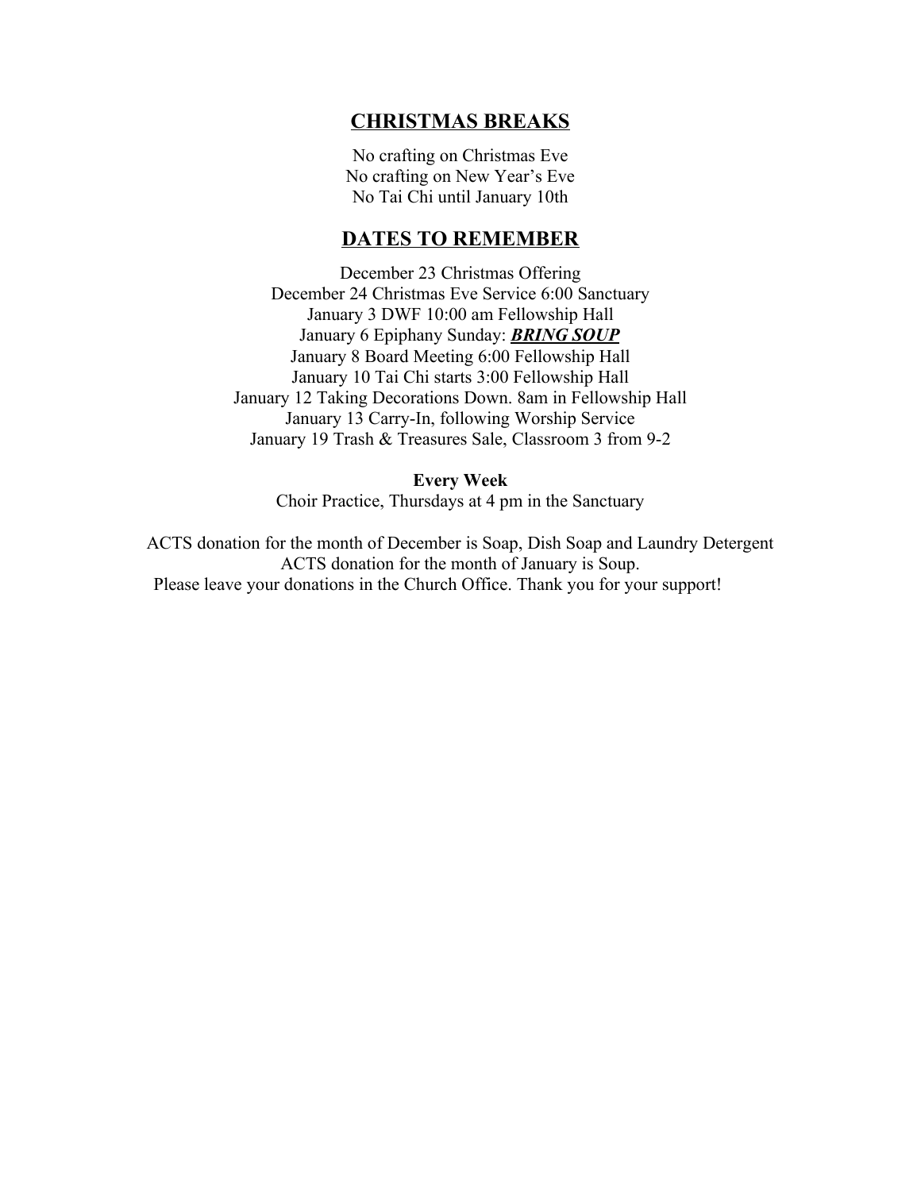## CHRISTMAS BREAKS

No crafting on Christmas Eve
No crafting on New Year's Eve
No Tai Chi until January 10th

## DATES TO REMEMBER

December 23 Christmas Offering
December 24 Christmas Eve Service 6:00 Sanctuary
January 3 DWF 10:00 am Fellowship Hall
January 6 Epiphany Sunday: ***BRING SOUP***
January 8 Board Meeting 6:00 Fellowship Hall
January 10 Tai Chi starts 3:00 Fellowship Hall
January 12 Taking Decorations Down. 8am in Fellowship Hall
January 13 Carry-In, following Worship Service
January 19 Trash & Treasures Sale, Classroom 3 from 9-2

**Every Week**

Choir Practice, Thursdays at 4 pm in the Sanctuary

ACTS donation for the month of December is Soap, Dish Soap and Laundry Detergent
ACTS donation for the month of January is Soup.
Please leave your donations in the Church Office. Thank you for your support!